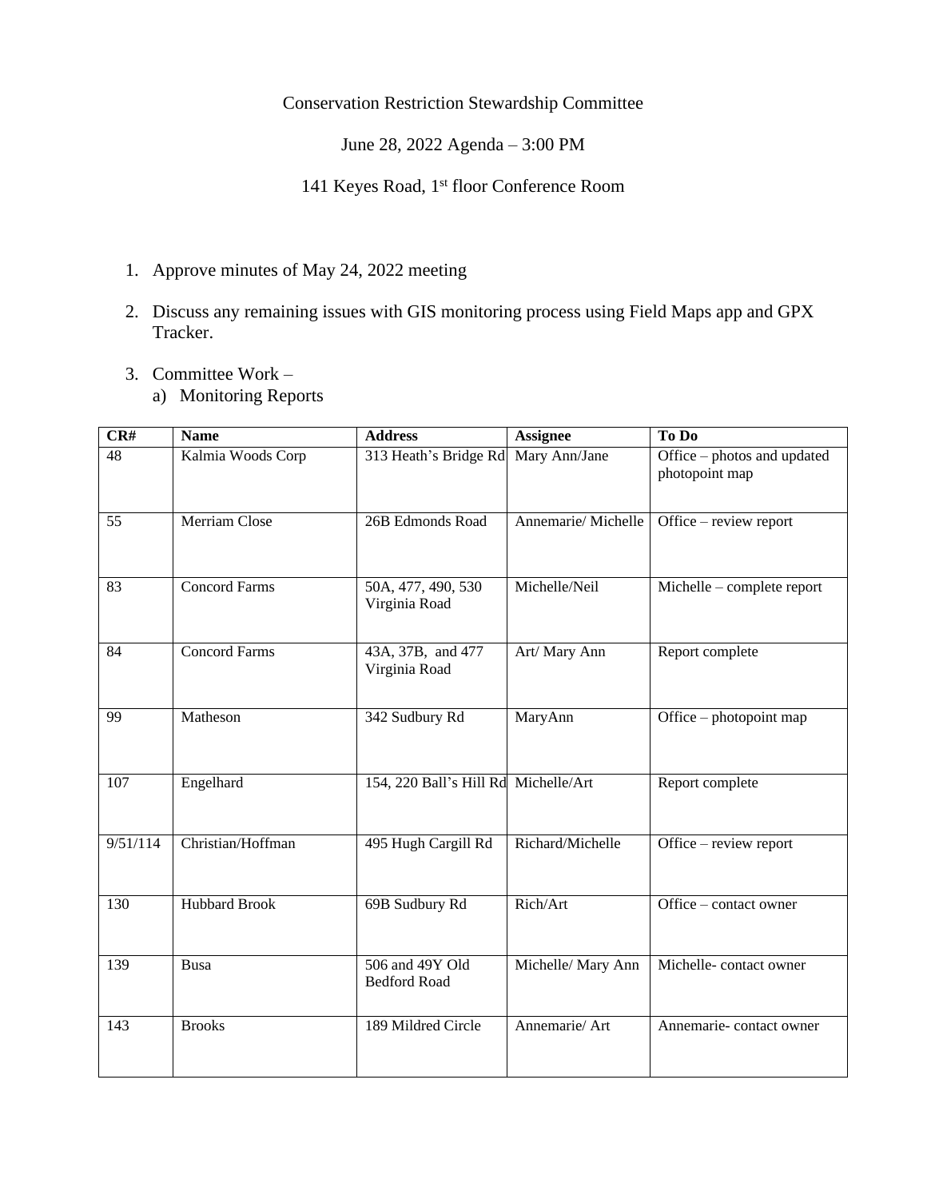Conservation Restriction Stewardship Committee

June 28, 2022 Agenda – 3:00 PM

141 Keyes Road, 1st floor Conference Room

1. Approve minutes of May 24, 2022 meeting

2. Discuss any remaining issues with GIS monitoring process using Field Maps app and GPX Tracker.

3. Committee Work –
   a) Monitoring Reports

| CR# | Name | Address | Assignee | To Do |
| --- | --- | --- | --- | --- |
| 48 | Kalmia Woods Corp | 313 Heath's Bridge Rd | Mary Ann/Jane | Office – photos and updated photopoint map |
| 55 | Merriam Close | 26B Edmonds Road | Annemarie/ Michelle | Office – review report |
| 83 | Concord Farms | 50A, 477, 490, 530 Virginia Road | Michelle/Neil | Michelle – complete report |
| 84 | Concord Farms | 43A, 37B, and 477 Virginia Road | Art/ Mary Ann | Report complete |
| 99 | Matheson | 342 Sudbury Rd | MaryAnn | Office – photopoint map |
| 107 | Engelhard | 154, 220 Ball's Hill Rd | Michelle/Art | Report complete |
| 9/51/114 | Christian/Hoffman | 495 Hugh Cargill Rd | Richard/Michelle | Office – review report |
| 130 | Hubbard Brook | 69B Sudbury Rd | Rich/Art | Office – contact owner |
| 139 | Busa | 506 and 49Y Old Bedford Road | Michelle/ Mary Ann | Michelle- contact owner |
| 143 | Brooks | 189 Mildred Circle | Annemarie/ Art | Annemarie- contact owner |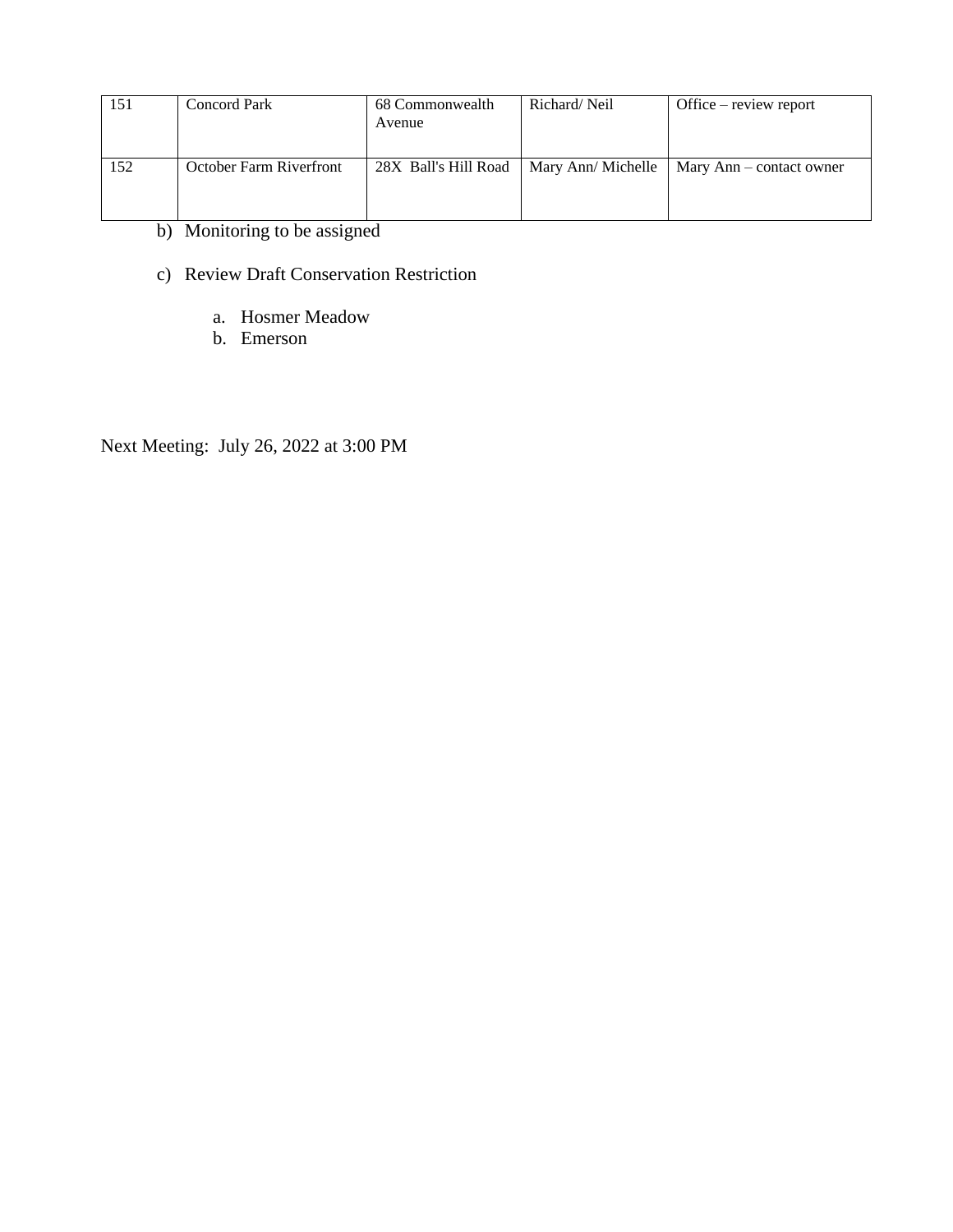| | | | | |
|---|---|---|---|---|
| 151 | Concord Park | 68 Commonwealth Avenue | Richard/ Neil | Office – review report |
| 152 | October Farm Riverfront | 28X Ball's Hill Road | Mary Ann/ Michelle | Mary Ann – contact owner |

b) Monitoring to be assigned

c) Review Draft Conservation Restriction

   a. Hosmer Meadow
   b. Emerson

Next Meeting: July 26, 2022 at 3:00 PM